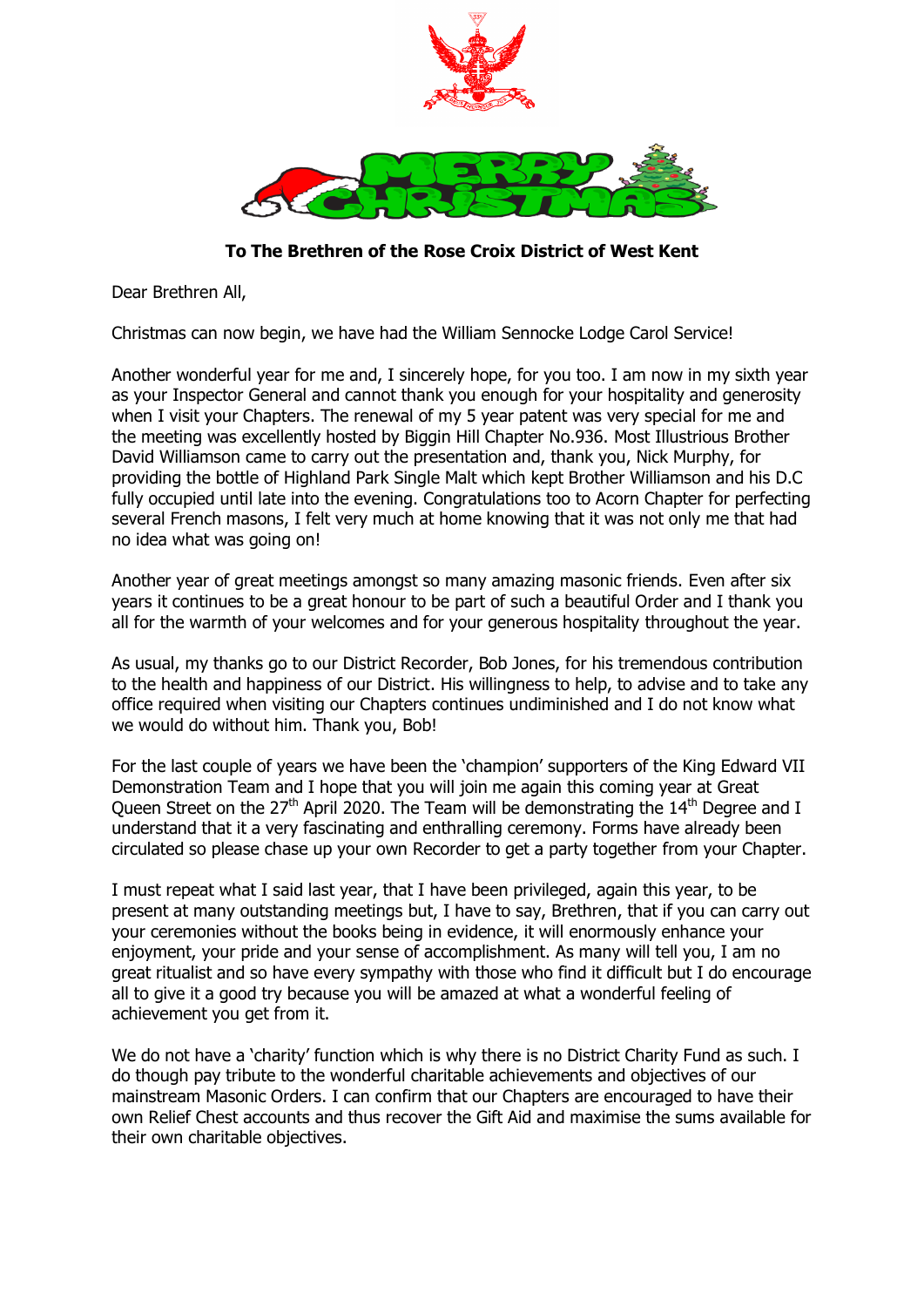**To The Brethren of the Rose Croix District of West Kent**

Dear Brethren All,

Christmas can now begin, we have had the William Sennocke Lodge Carol Service!

Another wonderful year for me and, I sincerely hope, for you too. I am now in my sixth year as your Inspector General and cannot thank you enough for your hospitality and generosity when I visit your Chapters. The renewal of my 5 year patent was very special for me and the meeting was excellently hosted by Biggin Hill Chapter No.936. Most Illustrious Brother David Williamson came to carry out the presentation and, thank you, Nick Murphy, for providing the bottle of Highland Park Single Malt which kept Brother Williamson and his D.C fully occupied until late into the evening. Congratulations too to Acorn Chapter for perfecting several French masons, I felt very much at home knowing that it was not only me that had no idea what was going on!

Another year of great meetings amongst so many amazing masonic friends. Even after six years it continues to be a great honour to be part of such a beautiful Order and I thank you all for the warmth of your welcomes and for your generous hospitality throughout the year.

As usual, my thanks go to our District Recorder, Bob Jones, for his tremendous contribution to the health and happiness of our District. His willingness to help, to advise and to take any office required when visiting our Chapters continues undiminished and I do not know what we would do without him. Thank you, Bob!

For the last couple of years we have been the 'champion' supporters of the King Edward VII Demonstration Team and I hope that you will join me again this coming year at Great Queen Street on the 27th April 2020. The Team will be demonstrating the 14th Degree and I understand that it a very fascinating and enthralling ceremony. Forms have already been circulated so please chase up your own Recorder to get a party together from your Chapter.

I must repeat what I said last year, that I have been privileged, again this year, to be present at many outstanding meetings but, I have to say, Brethren, that if you can carry out your ceremonies without the books being in evidence, it will enormously enhance your enjoyment, your pride and your sense of accomplishment. As many will tell you, I am no great ritualist and so have every sympathy with those who find it difficult but I do encourage all to give it a good try because you will be amazed at what a wonderful feeling of achievement you get from it.

We do not have a 'charity' function which is why there is no District Charity Fund as such. I do though pay tribute to the wonderful charitable achievements and objectives of our mainstream Masonic Orders. I can confirm that our Chapters are encouraged to have their own Relief Chest accounts and thus recover the Gift Aid and maximise the sums available for their own charitable objectives.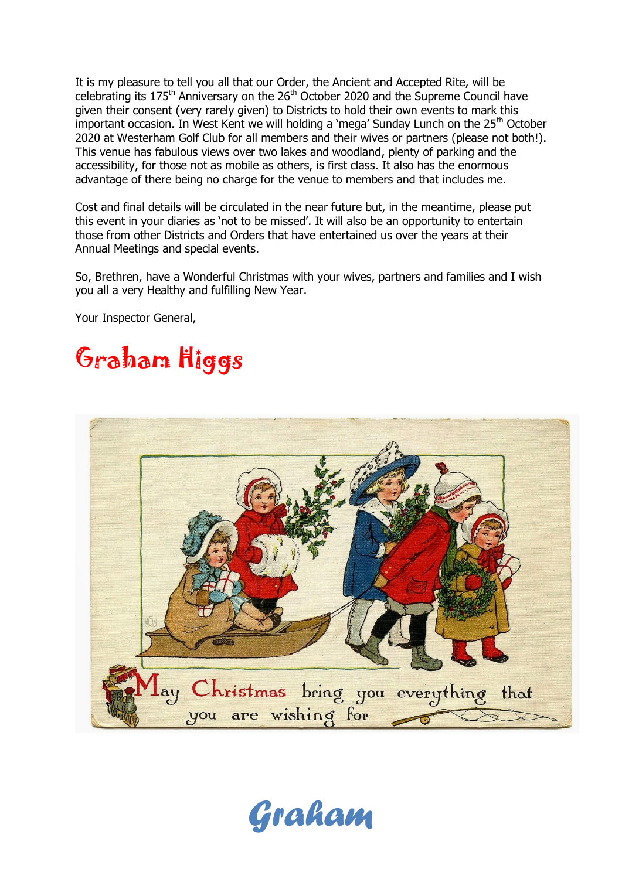It is my pleasure to tell you all that our Order, the Ancient and Accepted Rite, will be celebrating its 175th Anniversary on the 26th October 2020 and the Supreme Council have given their consent (very rarely given) to Districts to hold their own events to mark this important occasion. In West Kent we will holding a 'mega' Sunday Lunch on the 25th October 2020 at Westerham Golf Club for all members and their wives or partners (please not both!). This venue has fabulous views over two lakes and woodland, plenty of parking and the accessibility, for those not as mobile as others, is first class. It also has the enormous advantage of there being no charge for the venue to members and that includes me.

Cost and final details will be circulated in the near future but, in the meantime, please put this event in your diaries as 'not to be missed'. It will also be an opportunity to entertain those from other Districts and Orders that have entertained us over the years at their Annual Meetings and special events.

So, Brethren, have a Wonderful Christmas with your wives, partners and families and I wish you all a very Healthy and fulfilling New Year.

Your Inspector General,

Graham Higgs

May Christmas bring you everything that you are wishing for

Graham